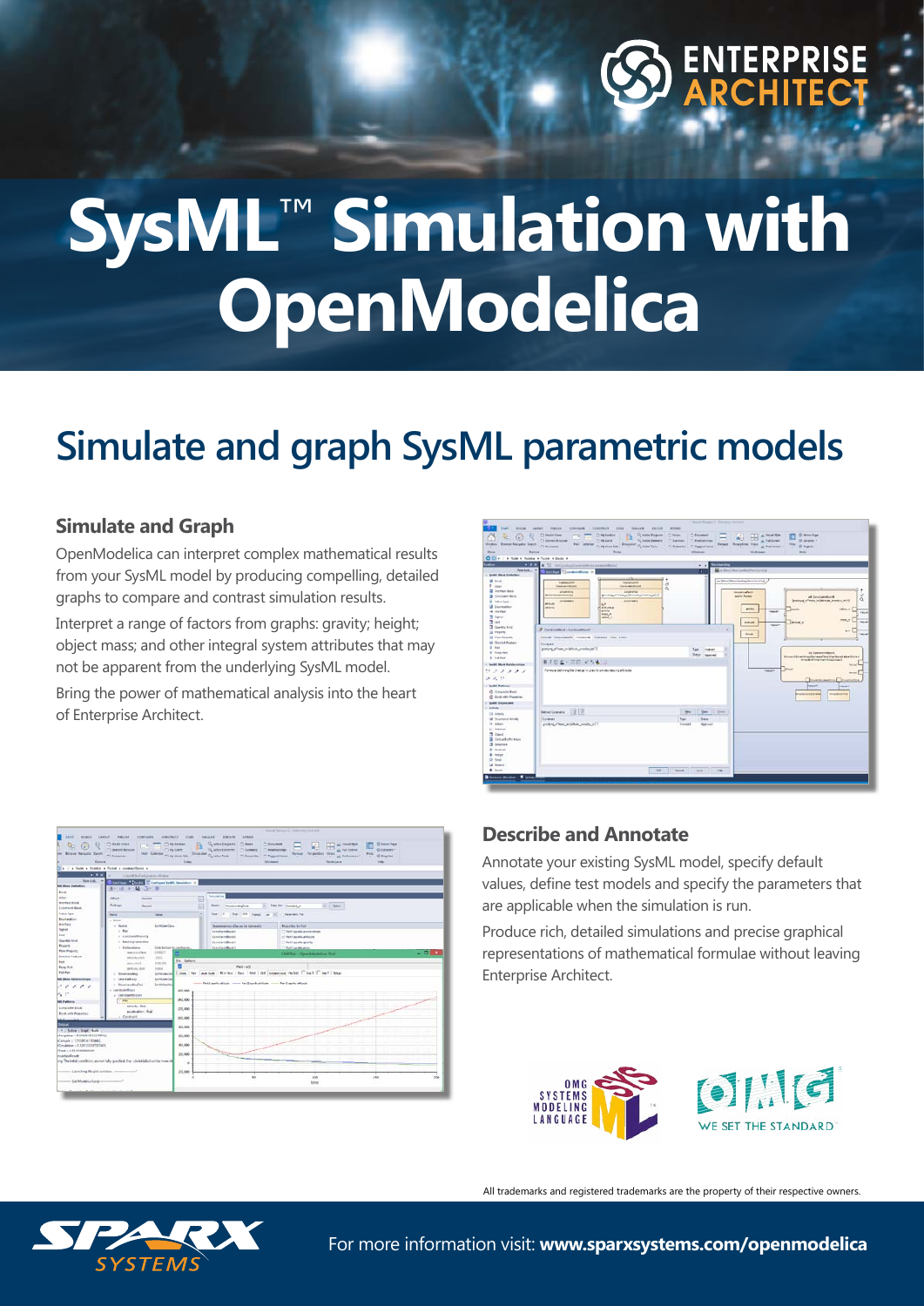# SysML™ Simulation with OpenModelica

## Simulate and graph SysML parametric models

### Simulate and Graph

OpenModelica can interpret complex mathematical results from your SysML model by producing compelling, detailed graphs to compare and contrast simulation results.

Interpret a range of factors from graphs: gravity; height; object mass; and other integral system attributes that may not be apparent from the underlying SysML model.

Bring the power of mathematical analysis into the heart of Enterprise Architect.

### Describe and Annotate

Annotate your existing SysML model, specify default values, define test models and specify the parameters that are applicable when the simulation is run.

Produce rich, detailed simulations and precise graphical representations of mathematical formulae without leaving Enterprise Architect.

All trademarks and registered trademarks are the property of their respective owners.

For more information visit: **www.sparxsystems.com/openmodelica**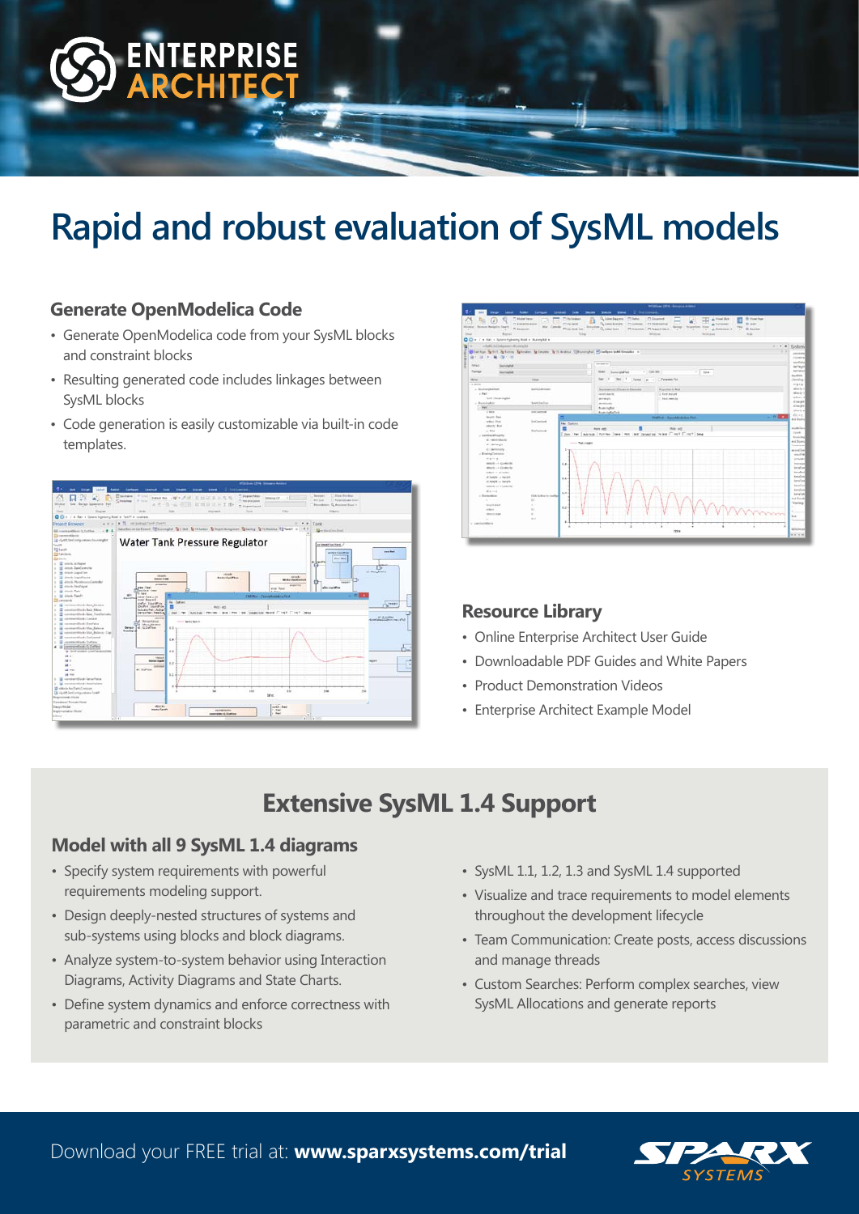# Rapid and robust evaluation of SysML models

## Generate OpenModelica Code

- Generate OpenModelica code from your SysML blocks and constraint blocks
- Resulting generated code includes linkages between SysML blocks
- Code generation is easily customizable via built-in code templates.

## Resource Library

- Online Enterprise Architect User Guide
- Downloadable PDF Guides and White Papers
- Product Demonstration Videos
- Enterprise Architect Example Model

## Extensive SysML 1.4 Support

### Model with all 9 SysML 1.4 diagrams

- Specify system requirements with powerful requirements modeling support.
- Design deeply-nested structures of systems and sub-systems using blocks and block diagrams.
- Analyze system-to-system behavior using Interaction Diagrams, Activity Diagrams and State Charts.
- Define system dynamics and enforce correctness with parametric and constraint blocks
- SysML 1.1, 1.2, 1.3 and SysML 1.4 supported
- Visualize and trace requirements to model elements throughout the development lifecycle
- Team Communication: Create posts, access discussions and manage threads
- Custom Searches: Perform complex searches, view SysML Allocations and generate reports

Download your FREE trial at: **www.sparxsystems.com/trial**